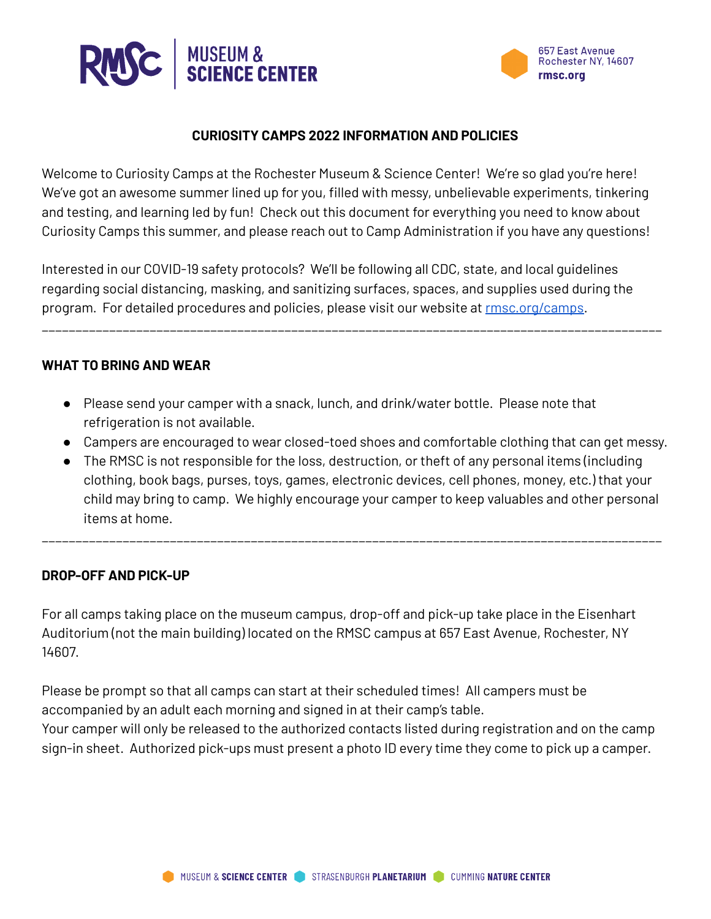MUSEUM & SCIENCE CENTER

657 East Avenue
Rochester NY, 14607
rmsc.org

# CURIOSITY CAMPS 2022 INFORMATION AND POLICIES

Welcome to Curiosity Camps at the Rochester Museum & Science Center! We're so glad you're here! We've got an awesome summer lined up for you, filled with messy, unbelievable experiments, tinkering and testing, and learning led by fun! Check out this document for everything you need to know about Curiosity Camps this summer, and please reach out to Camp Administration if you have any questions!

Interested in our COVID-19 safety protocols? We'll be following all CDC, state, and local guidelines regarding social distancing, masking, and sanitizing surfaces, spaces, and supplies used during the program. For detailed procedures and policies, please visit our website at [rmsc.org/camps](rmsc.org/camps).

---

## WHAT TO BRING AND WEAR

- Please send your camper with a snack, lunch, and drink/water bottle. Please note that refrigeration is not available.
- Campers are encouraged to wear closed-toed shoes and comfortable clothing that can get messy.
- The RMSC is not responsible for the loss, destruction, or theft of any personal items (including clothing, book bags, purses, toys, games, electronic devices, cell phones, money, etc.) that your child may bring to camp. We highly encourage your camper to keep valuables and other personal items at home.

---

## DROP-OFF AND PICK-UP

For all camps taking place on the museum campus, drop-off and pick-up take place in the Eisenhart Auditorium (not the main building) located on the RMSC campus at 657 East Avenue, Rochester, NY 14607.

Please be prompt so that all camps can start at their scheduled times! All campers must be accompanied by an adult each morning and signed in at their camp's table.
Your camper will only be released to the authorized contacts listed during registration and on the camp sign-in sheet. Authorized pick-ups must present a photo ID every time they come to pick up a camper.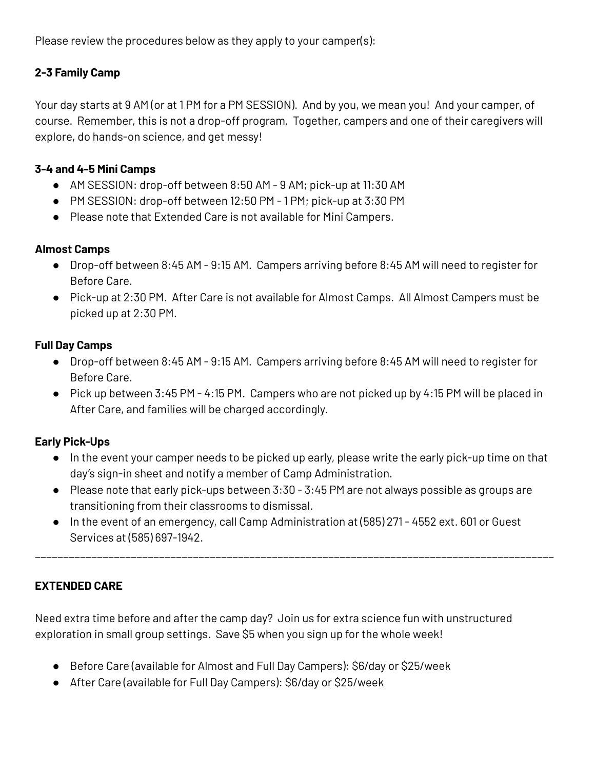Please review the procedures below as they apply to your camper(s):

**2-3 Family Camp**

Your day starts at 9 AM (or at 1 PM for a PM SESSION). And by you, we mean you! And your camper, of course. Remember, this is not a drop-off program. Together, campers and one of their caregivers will explore, do hands-on science, and get messy!

**3-4 and 4-5 Mini Camps**

- AM SESSION: drop-off between 8:50 AM - 9 AM; pick-up at 11:30 AM
- PM SESSION: drop-off between 12:50 PM - 1 PM; pick-up at 3:30 PM
- Please note that Extended Care is not available for Mini Campers.

**Almost Camps**

- Drop-off between 8:45 AM - 9:15 AM. Campers arriving before 8:45 AM will need to register for Before Care.
- Pick-up at 2:30 PM. After Care is not available for Almost Camps. All Almost Campers must be picked up at 2:30 PM.

**Full Day Camps**

- Drop-off between 8:45 AM - 9:15 AM. Campers arriving before 8:45 AM will need to register for Before Care.
- Pick up between 3:45 PM - 4:15 PM. Campers who are not picked up by 4:15 PM will be placed in After Care, and families will be charged accordingly.

**Early Pick-Ups**

- In the event your camper needs to be picked up early, please write the early pick-up time on that day's sign-in sheet and notify a member of Camp Administration.
- Please note that early pick-ups between 3:30 - 3:45 PM are not always possible as groups are transitioning from their classrooms to dismissal.
- In the event of an emergency, call Camp Administration at (585) 271 - 4552 ext. 601 or Guest Services at (585) 697-1942.

---

**EXTENDED CARE**

Need extra time before and after the camp day? Join us for extra science fun with unstructured exploration in small group settings. Save $5 when you sign up for the whole week!

- Before Care (available for Almost and Full Day Campers): $6/day or $25/week
- After Care (available for Full Day Campers): $6/day or $25/week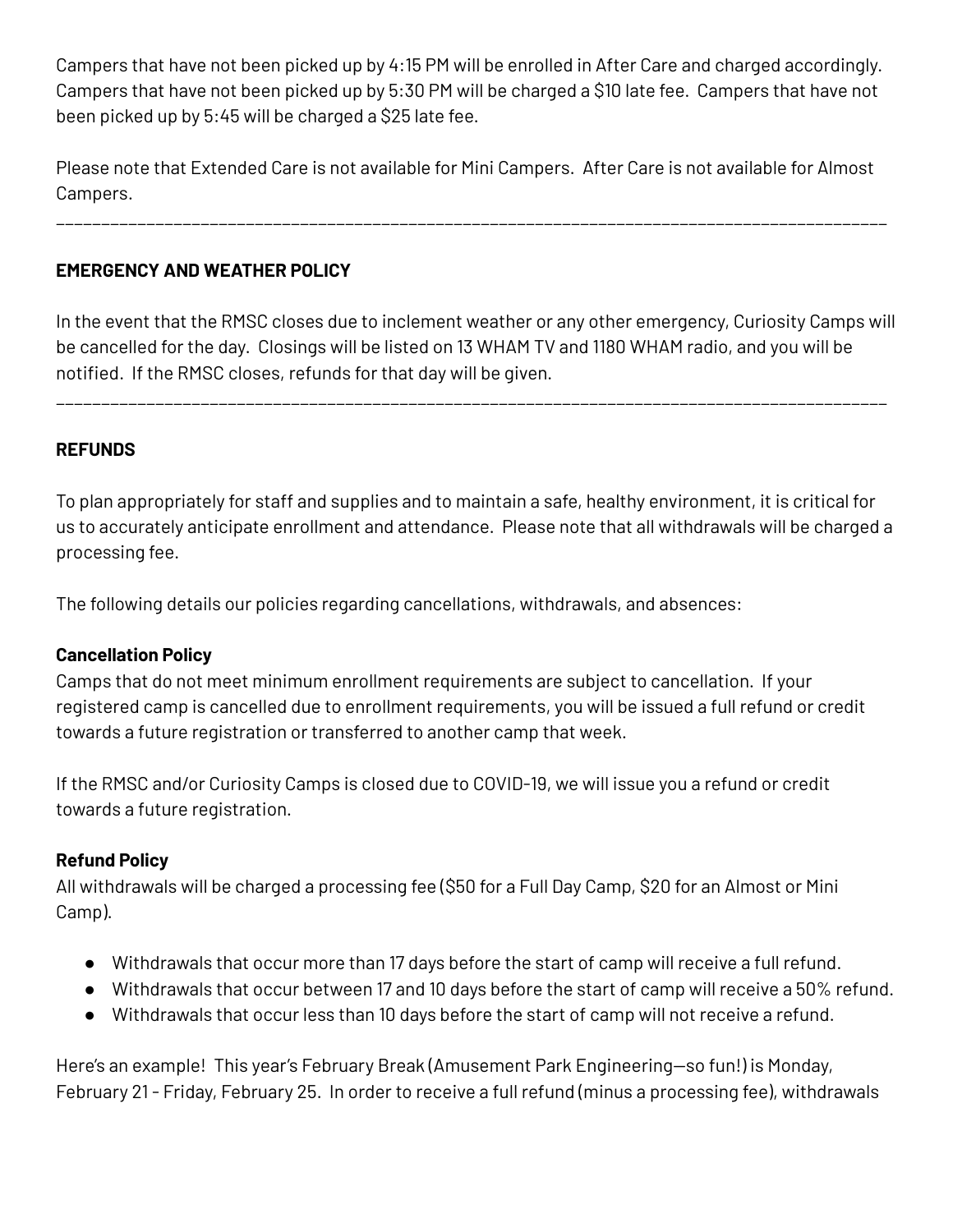Campers that have not been picked up by 4:15 PM will be enrolled in After Care and charged accordingly. Campers that have not been picked up by 5:30 PM will be charged a $10 late fee. Campers that have not been picked up by 5:45 will be charged a $25 late fee.

Please note that Extended Care is not available for Mini Campers. After Care is not available for Almost Campers.

---

**EMERGENCY AND WEATHER POLICY**

In the event that the RMSC closes due to inclement weather or any other emergency, Curiosity Camps will be cancelled for the day. Closings will be listed on 13 WHAM TV and 1180 WHAM radio, and you will be notified. If the RMSC closes, refunds for that day will be given.

---

**REFUNDS**

To plan appropriately for staff and supplies and to maintain a safe, healthy environment, it is critical for us to accurately anticipate enrollment and attendance. Please note that all withdrawals will be charged a processing fee.

The following details our policies regarding cancellations, withdrawals, and absences:

**Cancellation Policy**

Camps that do not meet minimum enrollment requirements are subject to cancellation. If your registered camp is cancelled due to enrollment requirements, you will be issued a full refund or credit towards a future registration or transferred to another camp that week.

If the RMSC and/or Curiosity Camps is closed due to COVID-19, we will issue you a refund or credit towards a future registration.

**Refund Policy**

All withdrawals will be charged a processing fee ($50 for a Full Day Camp, $20 for an Almost or Mini Camp).

- Withdrawals that occur more than 17 days before the start of camp will receive a full refund.
- Withdrawals that occur between 17 and 10 days before the start of camp will receive a 50% refund.
- Withdrawals that occur less than 10 days before the start of camp will not receive a refund.

Here's an example! This year's February Break (Amusement Park Engineering—so fun!) is Monday, February 21 - Friday, February 25. In order to receive a full refund (minus a processing fee), withdrawals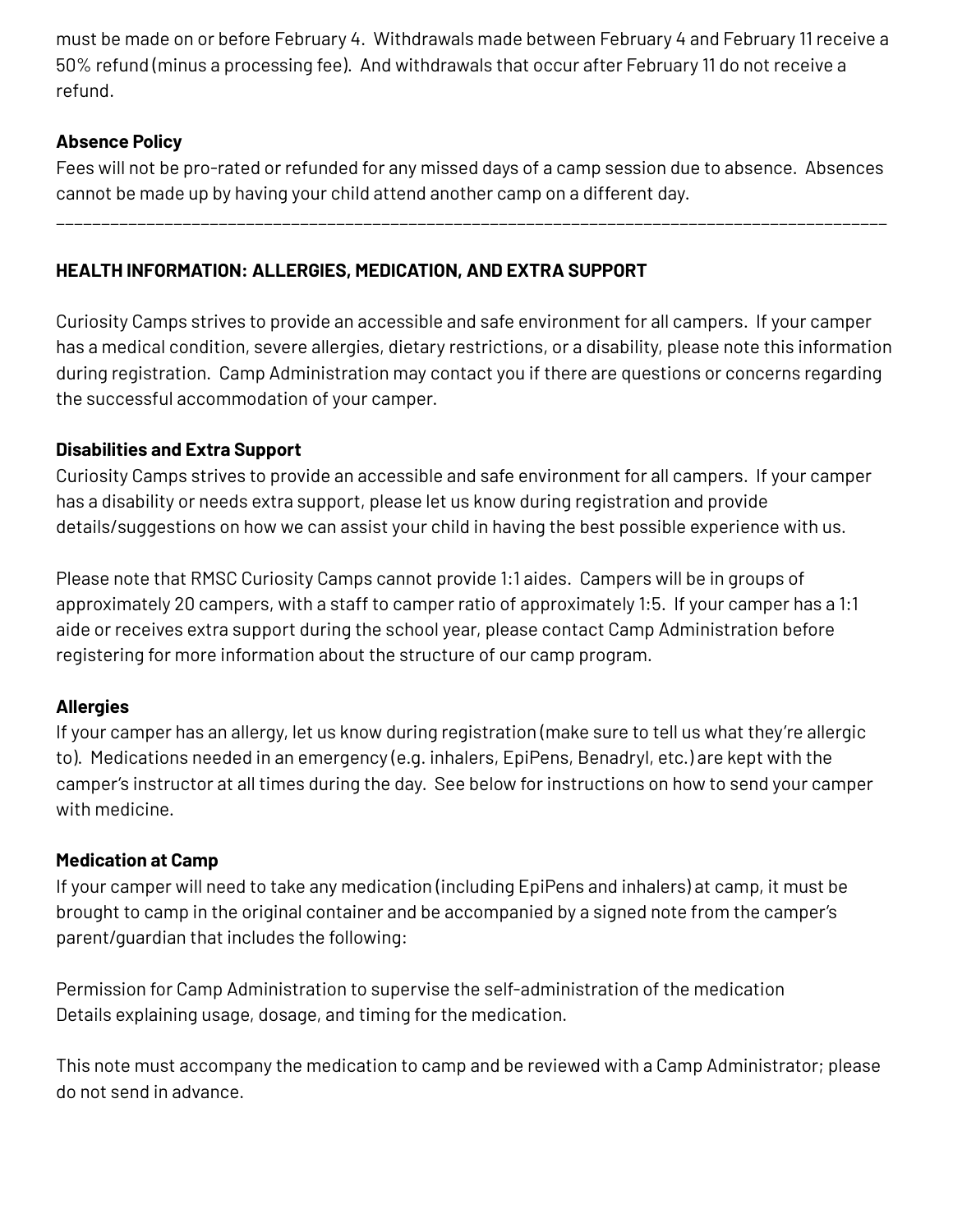must be made on or before February 4. Withdrawals made between February 4 and February 11 receive a 50% refund (minus a processing fee). And withdrawals that occur after February 11 do not receive a refund.

**Absence Policy**

Fees will not be pro-rated or refunded for any missed days of a camp session due to absence. Absences cannot be made up by having your child attend another camp on a different day.

---

**HEALTH INFORMATION: ALLERGIES, MEDICATION, AND EXTRA SUPPORT**

Curiosity Camps strives to provide an accessible and safe environment for all campers. If your camper has a medical condition, severe allergies, dietary restrictions, or a disability, please note this information during registration. Camp Administration may contact you if there are questions or concerns regarding the successful accommodation of your camper.

**Disabilities and Extra Support**

Curiosity Camps strives to provide an accessible and safe environment for all campers. If your camper has a disability or needs extra support, please let us know during registration and provide details/suggestions on how we can assist your child in having the best possible experience with us.

Please note that RMSC Curiosity Camps cannot provide 1:1 aides. Campers will be in groups of approximately 20 campers, with a staff to camper ratio of approximately 1:5. If your camper has a 1:1 aide or receives extra support during the school year, please contact Camp Administration before registering for more information about the structure of our camp program.

**Allergies**

If your camper has an allergy, let us know during registration (make sure to tell us what they're allergic to). Medications needed in an emergency (e.g. inhalers, EpiPens, Benadryl, etc.) are kept with the camper's instructor at all times during the day. See below for instructions on how to send your camper with medicine.

**Medication at Camp**

If your camper will need to take any medication (including EpiPens and inhalers) at camp, it must be brought to camp in the original container and be accompanied by a signed note from the camper's parent/guardian that includes the following:

Permission for Camp Administration to supervise the self-administration of the medication
Details explaining usage, dosage, and timing for the medication.

This note must accompany the medication to camp and be reviewed with a Camp Administrator; please do not send in advance.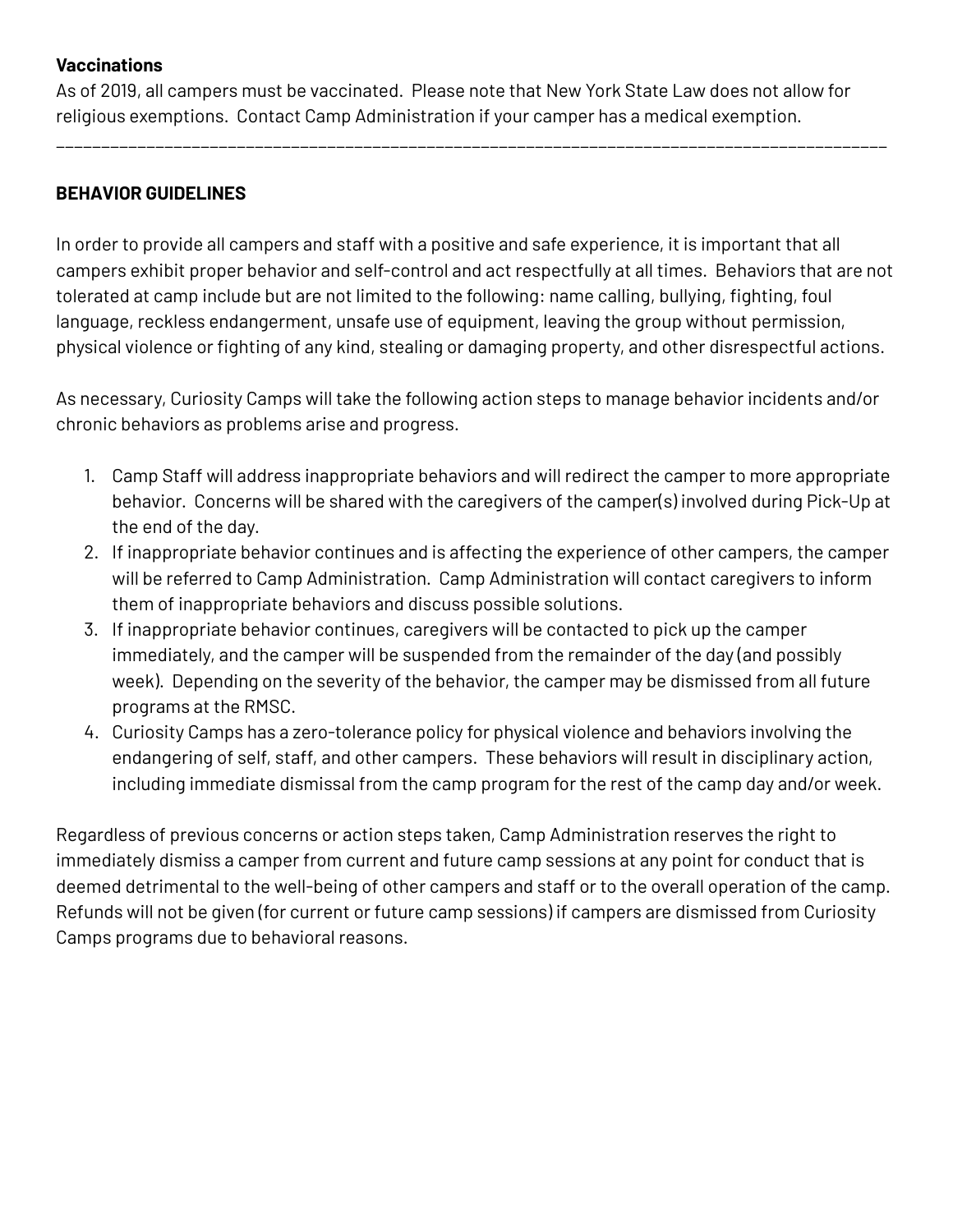**Vaccinations**

As of 2019, all campers must be vaccinated. Please note that New York State Law does not allow for religious exemptions. Contact Camp Administration if your camper has a medical exemption.

---

**BEHAVIOR GUIDELINES**

In order to provide all campers and staff with a positive and safe experience, it is important that all campers exhibit proper behavior and self-control and act respectfully at all times. Behaviors that are not tolerated at camp include but are not limited to the following: name calling, bullying, fighting, foul language, reckless endangerment, unsafe use of equipment, leaving the group without permission, physical violence or fighting of any kind, stealing or damaging property, and other disrespectful actions.

As necessary, Curiosity Camps will take the following action steps to manage behavior incidents and/or chronic behaviors as problems arise and progress.

1. Camp Staff will address inappropriate behaviors and will redirect the camper to more appropriate behavior. Concerns will be shared with the caregivers of the camper(s) involved during Pick-Up at the end of the day.
2. If inappropriate behavior continues and is affecting the experience of other campers, the camper will be referred to Camp Administration. Camp Administration will contact caregivers to inform them of inappropriate behaviors and discuss possible solutions.
3. If inappropriate behavior continues, caregivers will be contacted to pick up the camper immediately, and the camper will be suspended from the remainder of the day (and possibly week). Depending on the severity of the behavior, the camper may be dismissed from all future programs at the RMSC.
4. Curiosity Camps has a zero-tolerance policy for physical violence and behaviors involving the endangering of self, staff, and other campers. These behaviors will result in disciplinary action, including immediate dismissal from the camp program for the rest of the camp day and/or week.

Regardless of previous concerns or action steps taken, Camp Administration reserves the right to immediately dismiss a camper from current and future camp sessions at any point for conduct that is deemed detrimental to the well-being of other campers and staff or to the overall operation of the camp. Refunds will not be given (for current or future camp sessions) if campers are dismissed from Curiosity Camps programs due to behavioral reasons.